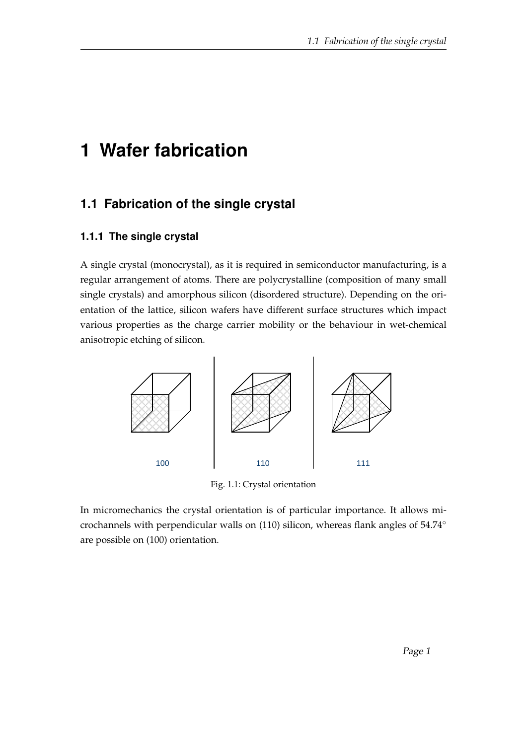# 1 Wafer fabrication

## 1.1 Fabrication of the single crystal

### 1.1.1 The single crystal

A single crystal (monocrystal), as it is required in semiconductor manufacturing, is a regular arrangement of atoms. There are polycrystalline (composition of many small single crystals) and amorphous silicon (disordered structure). Depending on the orientation of the lattice, silicon wafers have different surface structures which impact various properties as the charge carrier mobility or the behaviour in wet-chemical anisotropic etching of silicon.

100 110 111

Fig. 1.1: Crystal orientation

In micromechanics the crystal orientation is of particular importance. It allows microchannels with perpendicular walls on (110) silicon, whereas flank angles of 54.74° are possible on (100) orientation.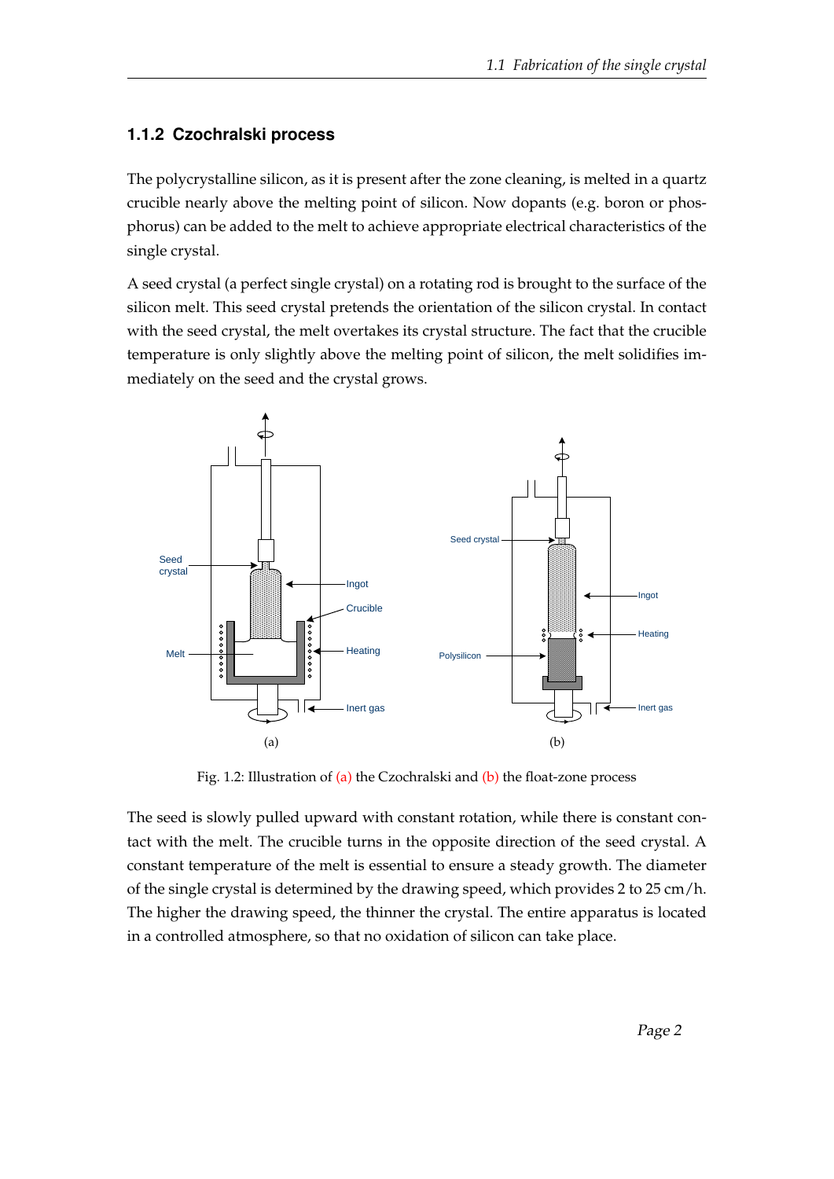### 1.1.2 Czochralski process

The polycrystalline silicon, as it is present after the zone cleaning, is melted in a quartz crucible nearly above the melting point of silicon. Now dopants (e.g. boron or phosphorus) can be added to the melt to achieve appropriate electrical characteristics of the single crystal.

A seed crystal (a perfect single crystal) on a rotating rod is brought to the surface of the silicon melt. This seed crystal pretends the orientation of the silicon crystal. In contact with the seed crystal, the melt overtakes its crystal structure. The fact that the crucible temperature is only slightly above the melting point of silicon, the melt solidifies immediately on the seed and the crystal grows.

Fig. 1.2: Illustration of (a) the Czochralski and (b) the float-zone process

The seed is slowly pulled upward with constant rotation, while there is constant contact with the melt. The crucible turns in the opposite direction of the seed crystal. A constant temperature of the melt is essential to ensure a steady growth. The diameter of the single crystal is determined by the drawing speed, which provides 2 to 25 cm/h. The higher the drawing speed, the thinner the crystal. The entire apparatus is located in a controlled atmosphere, so that no oxidation of silicon can take place.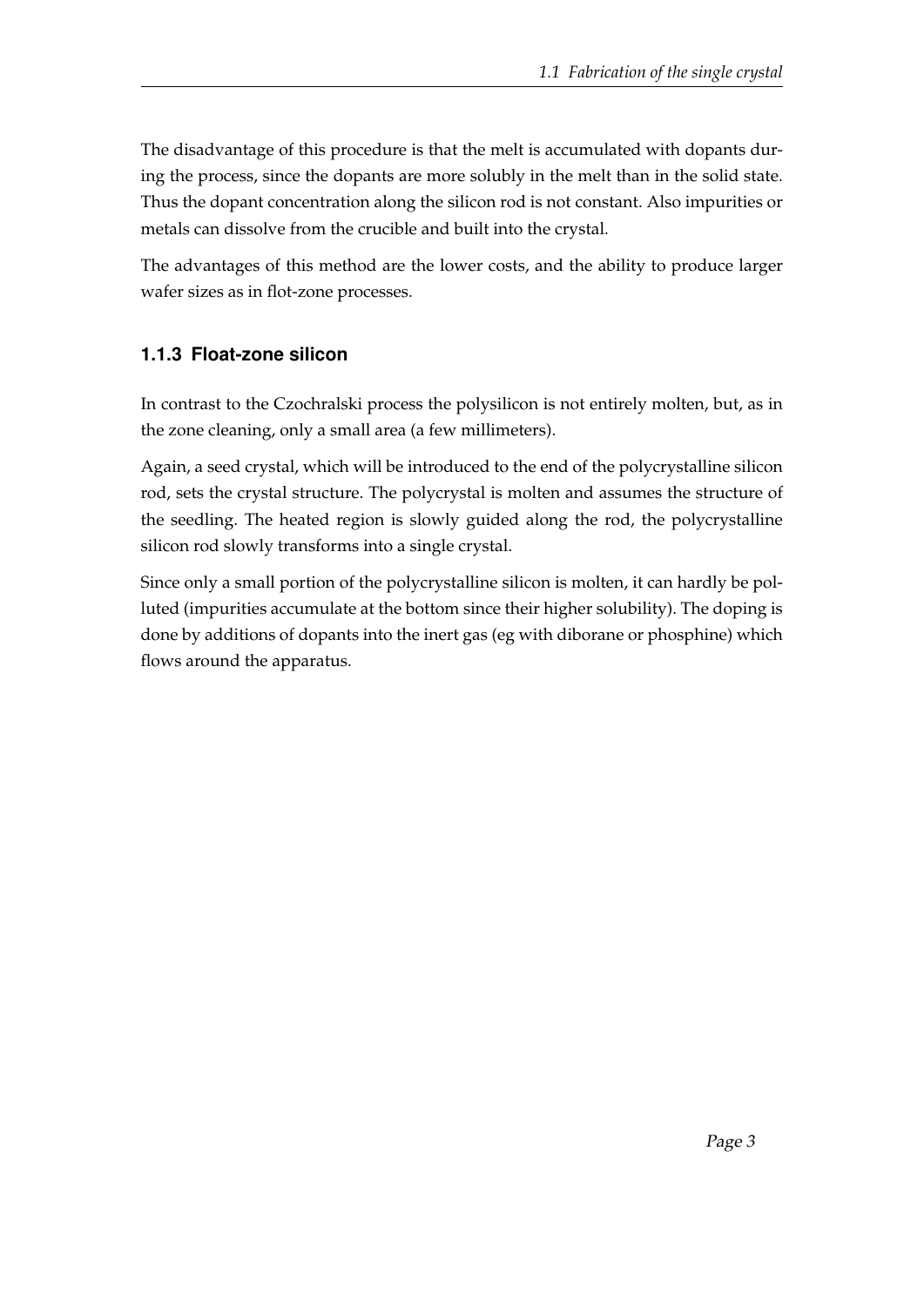The disadvantage of this procedure is that the melt is accumulated with dopants during the process, since the dopants are more solubly in the melt than in the solid state. Thus the dopant concentration along the silicon rod is not constant. Also impurities or metals can dissolve from the crucible and built into the crystal.

The advantages of this method are the lower costs, and the ability to produce larger wafer sizes as in flot-zone processes.

### 1.1.3 Float-zone silicon

In contrast to the Czochralski process the polysilicon is not entirely molten, but, as in the zone cleaning, only a small area (a few millimeters).

Again, a seed crystal, which will be introduced to the end of the polycrystalline silicon rod, sets the crystal structure. The polycrystal is molten and assumes the structure of the seedling. The heated region is slowly guided along the rod, the polycrystalline silicon rod slowly transforms into a single crystal.

Since only a small portion of the polycrystalline silicon is molten, it can hardly be polluted (impurities accumulate at the bottom since their higher solubility). The doping is done by additions of dopants into the inert gas (eg with diborane or phosphine) which flows around the apparatus.